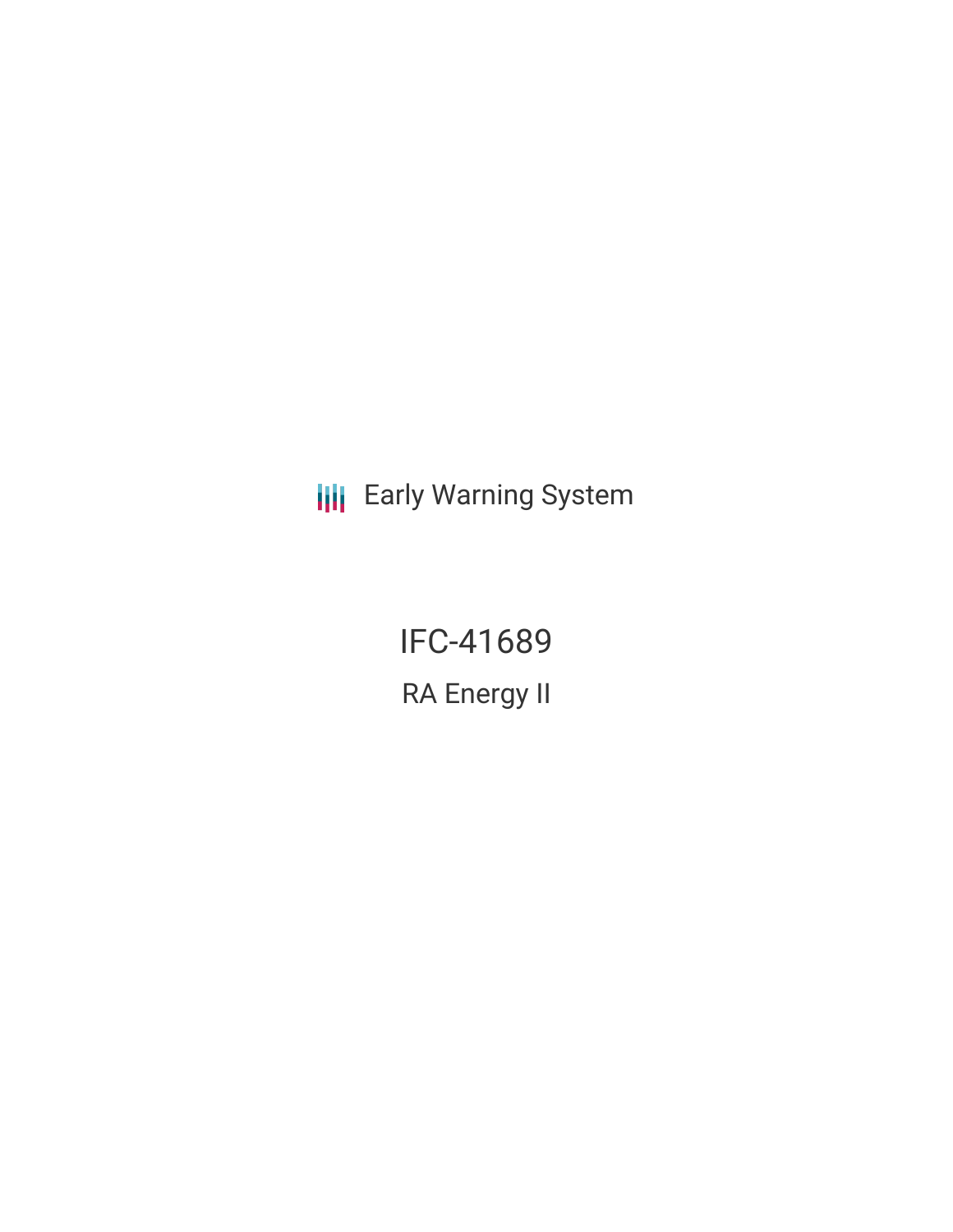Early Warning System

# IFC-41689

## RA Energy II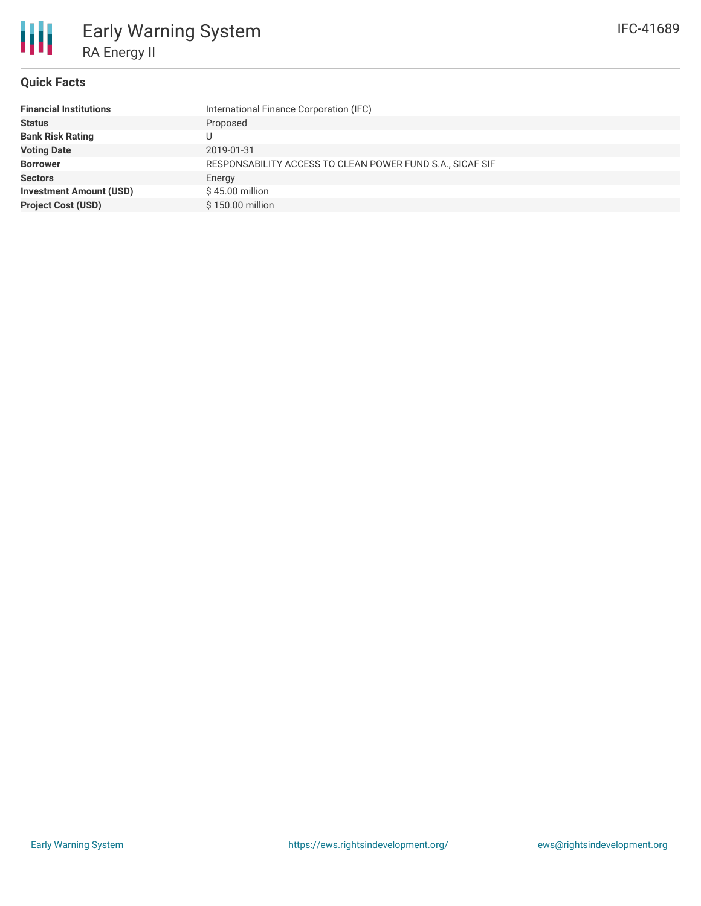# Early Warning System

## RA Energy II

IFC-41689

### Quick Facts

| | |
|---|---|
| **Financial Institutions** | International Finance Corporation (IFC) |
| **Status** | Proposed |
| **Bank Risk Rating** | U |
| **Voting Date** | 2019-01-31 |
| **Borrower** | RESPONSABILITY ACCESS TO CLEAN POWER FUND S.A., SICAF SIF |
| **Sectors** | Energy |
| **Investment Amount (USD)** | $ 45.00 million |
| **Project Cost (USD)** | $ 150.00 million |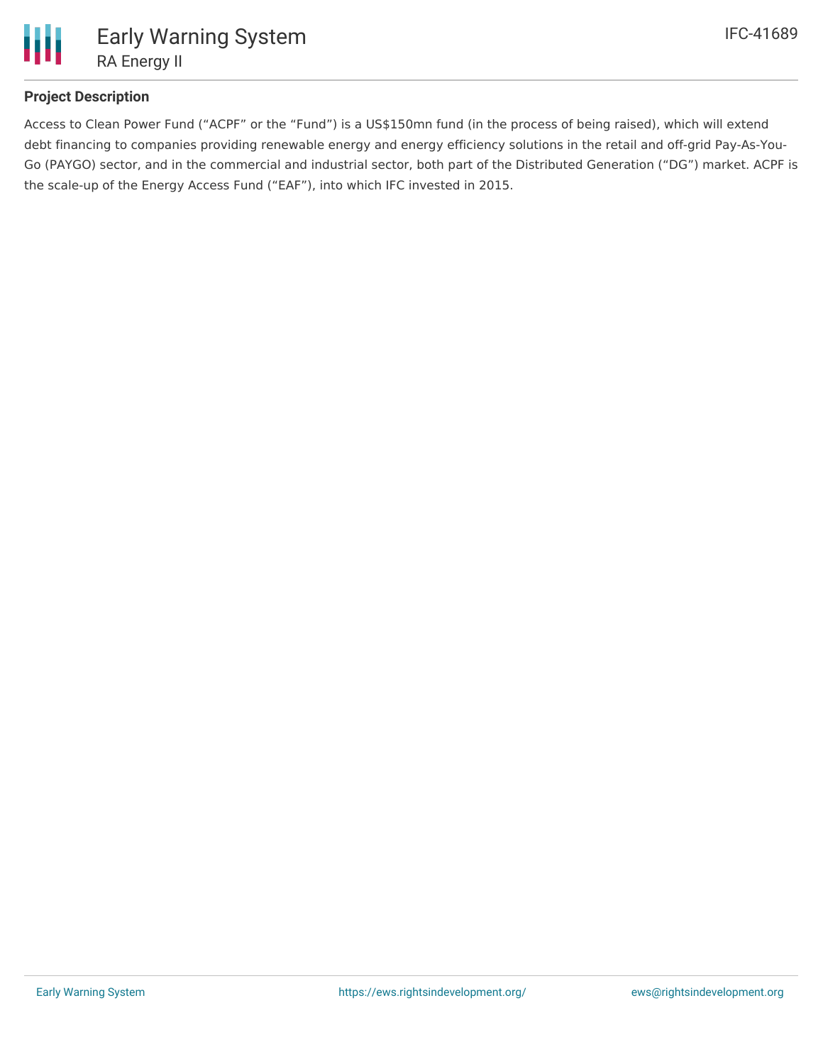## Project Description

Access to Clean Power Fund ("ACPF" or the "Fund") is a US$150mn fund (in the process of being raised), which will extend debt financing to companies providing renewable energy and energy efficiency solutions in the retail and off-grid Pay-As-You-Go (PAYGO) sector, and in the commercial and industrial sector, both part of the Distributed Generation ("DG") market. ACPF is the scale-up of the Energy Access Fund ("EAF"), into which IFC invested in 2015.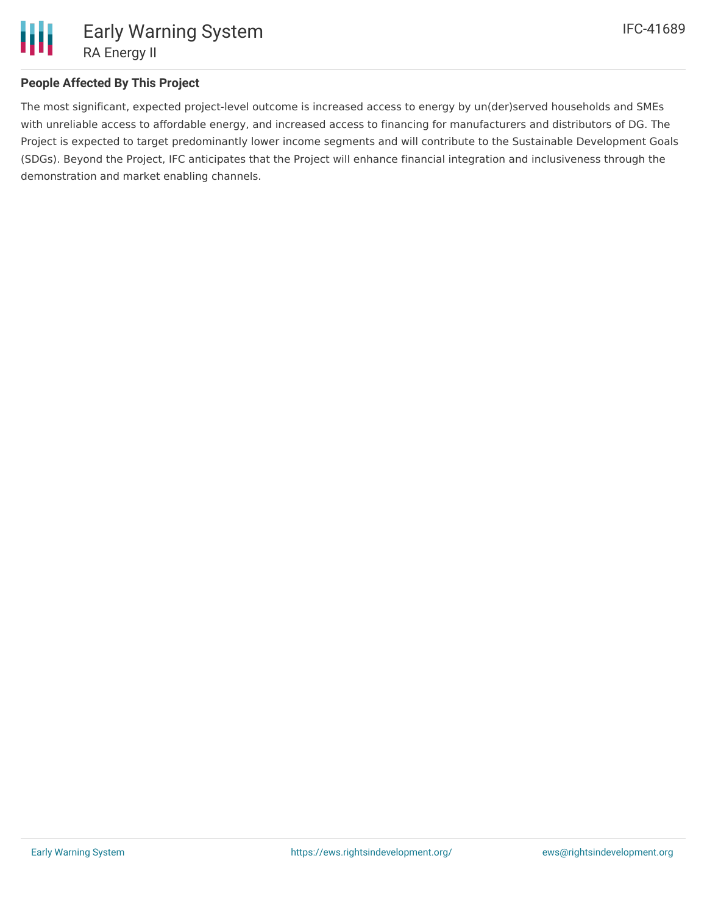## People Affected By This Project

The most significant, expected project-level outcome is increased access to energy by un(der)served households and SMEs with unreliable access to affordable energy, and increased access to financing for manufacturers and distributors of DG. The Project is expected to target predominantly lower income segments and will contribute to the Sustainable Development Goals (SDGs). Beyond the Project, IFC anticipates that the Project will enhance financial integration and inclusiveness through the demonstration and market enabling channels.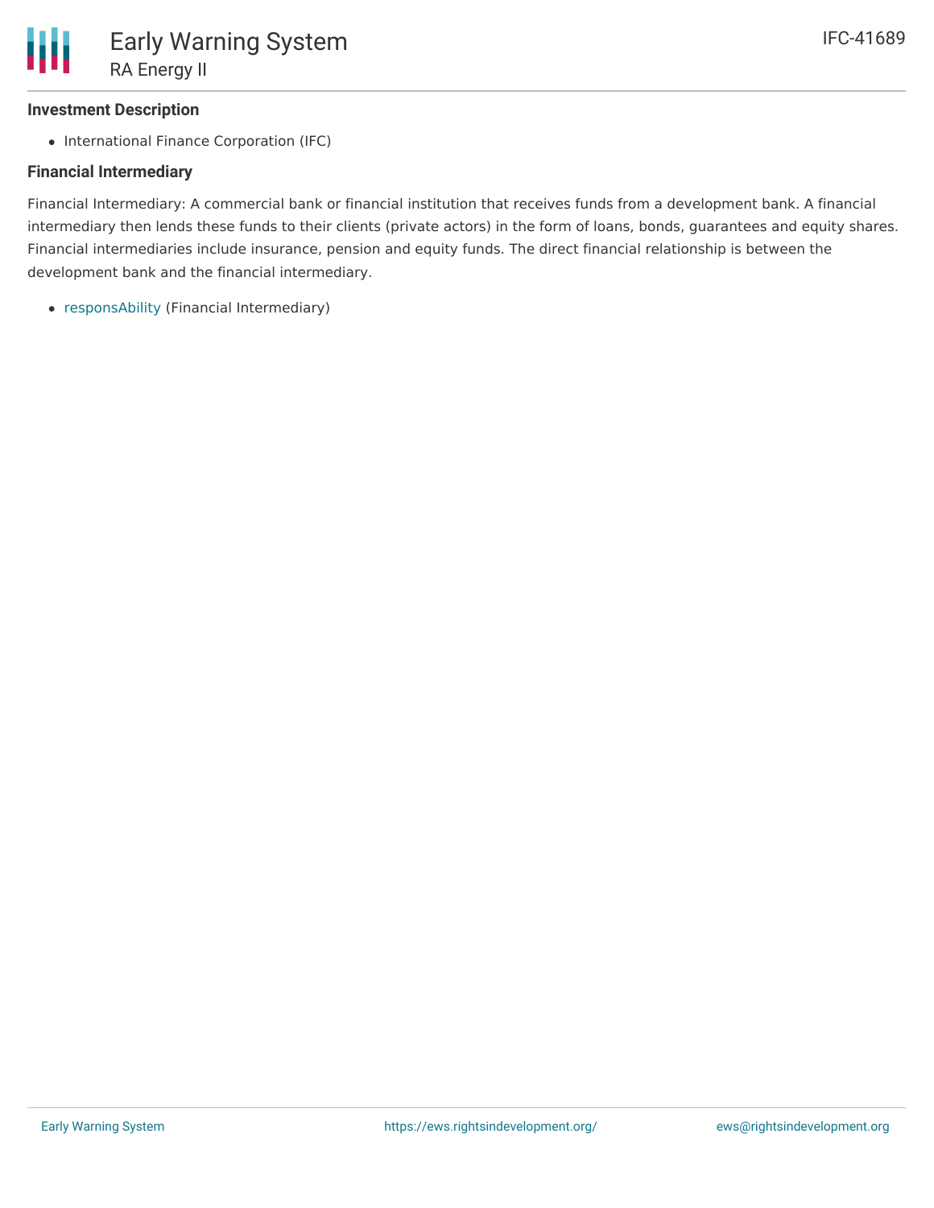#### Investment Description

- International Finance Corporation (IFC)

#### Financial Intermediary

Financial Intermediary: A commercial bank or financial institution that receives funds from a development bank. A financial intermediary then lends these funds to their clients (private actors) in the form of loans, bonds, guarantees and equity shares. Financial intermediaries include insurance, pension and equity funds. The direct financial relationship is between the development bank and the financial intermediary.

- responsAbility (Financial Intermediary)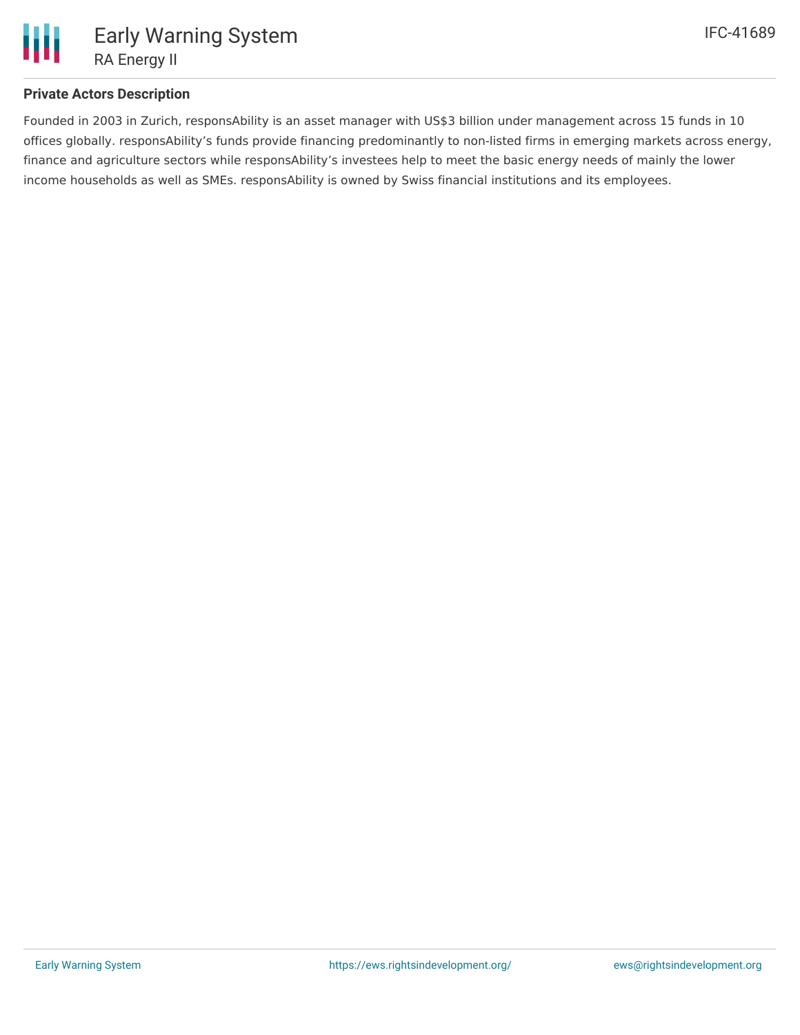## Private Actors Description

Founded in 2003 in Zurich, responsAbility is an asset manager with US$3 billion under management across 15 funds in 10 offices globally. responsAbility's funds provide financing predominantly to non-listed firms in emerging markets across energy, finance and agriculture sectors while responsAbility's investees help to meet the basic energy needs of mainly the lower income households as well as SMEs. responsAbility is owned by Swiss financial institutions and its employees.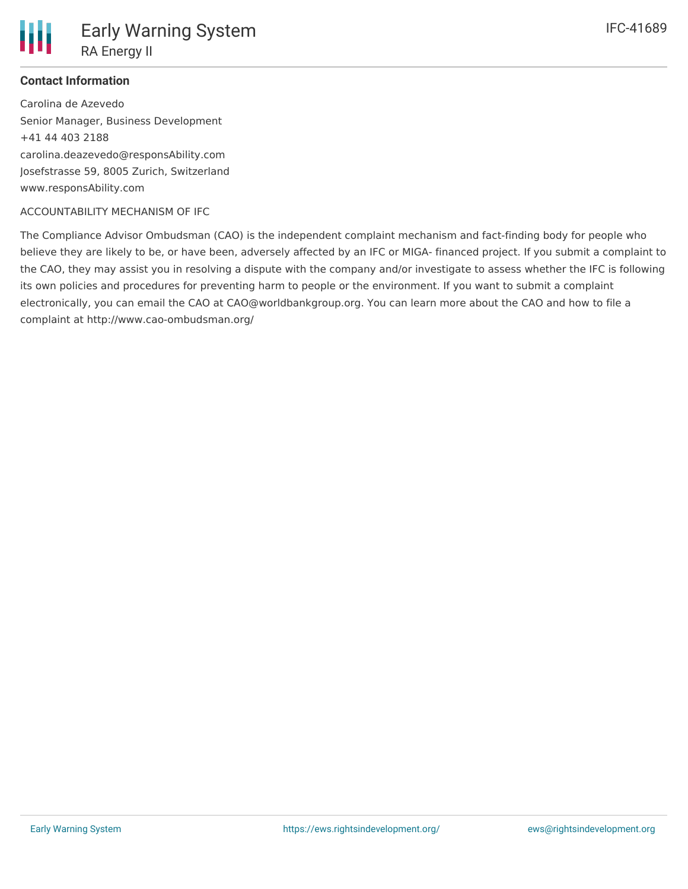**Contact Information**

Carolina de Azevedo
Senior Manager, Business Development
+41 44 403 2188
carolina.deazevedo@responsAbility.com
Josefstrasse 59, 8005 Zurich, Switzerland
www.responsAbility.com

ACCOUNTABILITY MECHANISM OF IFC

The Compliance Advisor Ombudsman (CAO) is the independent complaint mechanism and fact-finding body for people who believe they are likely to be, or have been, adversely affected by an IFC or MIGA- financed project. If you submit a complaint to the CAO, they may assist you in resolving a dispute with the company and/or investigate to assess whether the IFC is following its own policies and procedures for preventing harm to people or the environment. If you want to submit a complaint electronically, you can email the CAO at CAO@worldbankgroup.org. You can learn more about the CAO and how to file a complaint at http://www.cao-ombudsman.org/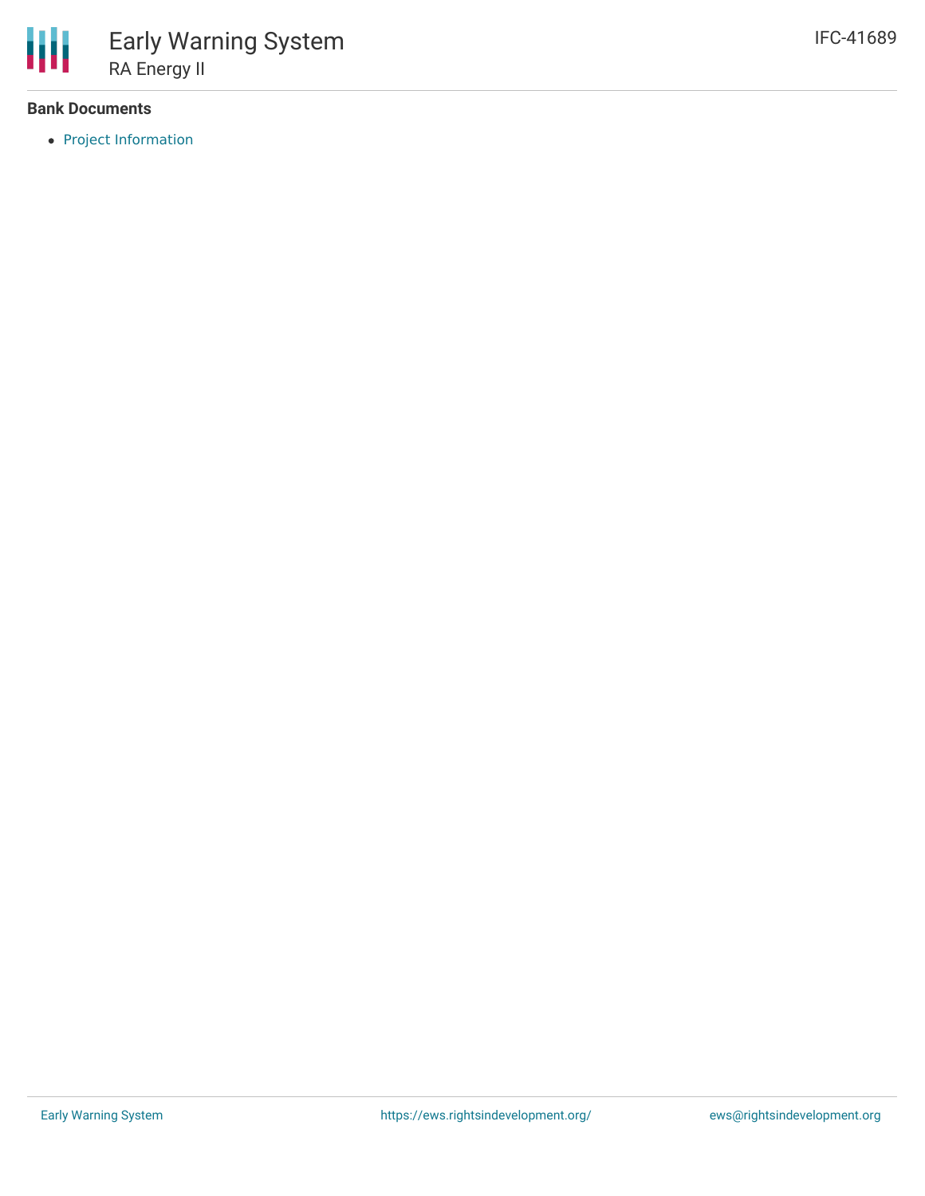**Bank Documents**

- Project Information